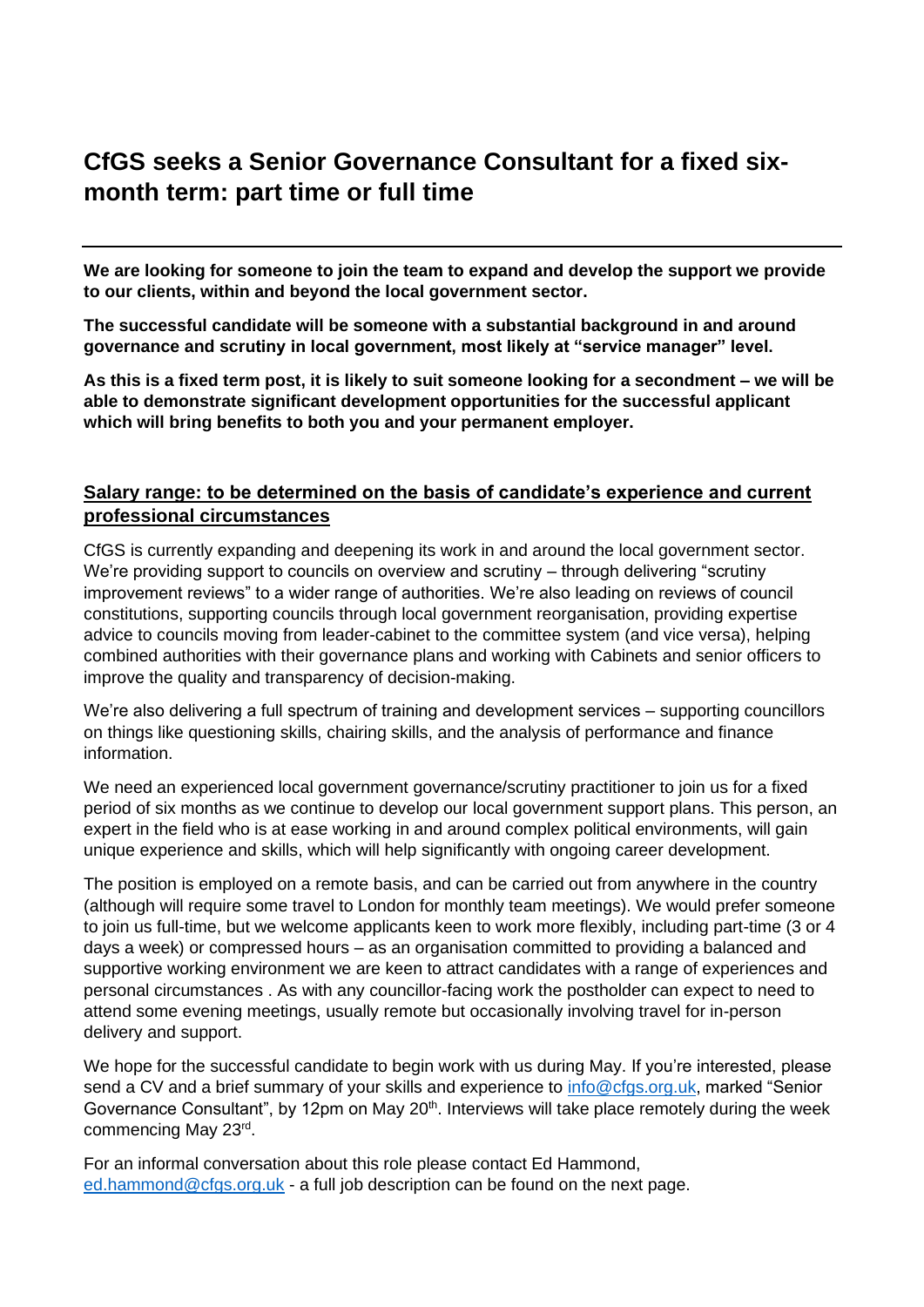# CfGS seeks a Senior Governance Consultant for a fixed six-month term: part time or full time

---

**We are looking for someone to join the team to expand and develop the support we provide to our clients, within and beyond the local government sector.**

**The successful candidate will be someone with a substantial background in and around governance and scrutiny in local government, most likely at "service manager" level.**

**As this is a fixed term post, it is likely to suit someone looking for a secondment – we will be able to demonstrate significant development opportunities for the successful applicant which will bring benefits to both you and your permanent employer.**

## Salary range: to be determined on the basis of candidate's experience and current professional circumstances

CfGS is currently expanding and deepening its work in and around the local government sector. We're providing support to councils on overview and scrutiny – through delivering "scrutiny improvement reviews" to a wider range of authorities. We're also leading on reviews of council constitutions, supporting councils through local government reorganisation, providing expertise advice to councils moving from leader-cabinet to the committee system (and vice versa), helping combined authorities with their governance plans and working with Cabinets and senior officers to improve the quality and transparency of decision-making.

We're also delivering a full spectrum of training and development services – supporting councillors on things like questioning skills, chairing skills, and the analysis of performance and finance information.

We need an experienced local government governance/scrutiny practitioner to join us for a fixed period of six months as we continue to develop our local government support plans. This person, an expert in the field who is at ease working in and around complex political environments, will gain unique experience and skills, which will help significantly with ongoing career development.

The position is employed on a remote basis, and can be carried out from anywhere in the country (although will require some travel to London for monthly team meetings). We would prefer someone to join us full-time, but we welcome applicants keen to work more flexibly, including part-time (3 or 4 days a week) or compressed hours – as an organisation committed to providing a balanced and supportive working environment we are keen to attract candidates with a range of experiences and personal circumstances . As with any councillor-facing work the postholder can expect to need to attend some evening meetings, usually remote but occasionally involving travel for in-person delivery and support.

We hope for the successful candidate to begin work with us during May. If you're interested, please send a CV and a brief summary of your skills and experience to info@cfgs.org.uk, marked "Senior Governance Consultant", by 12pm on May 20th. Interviews will take place remotely during the week commencing May 23rd.

For an informal conversation about this role please contact Ed Hammond, ed.hammond@cfgs.org.uk - a full job description can be found on the next page.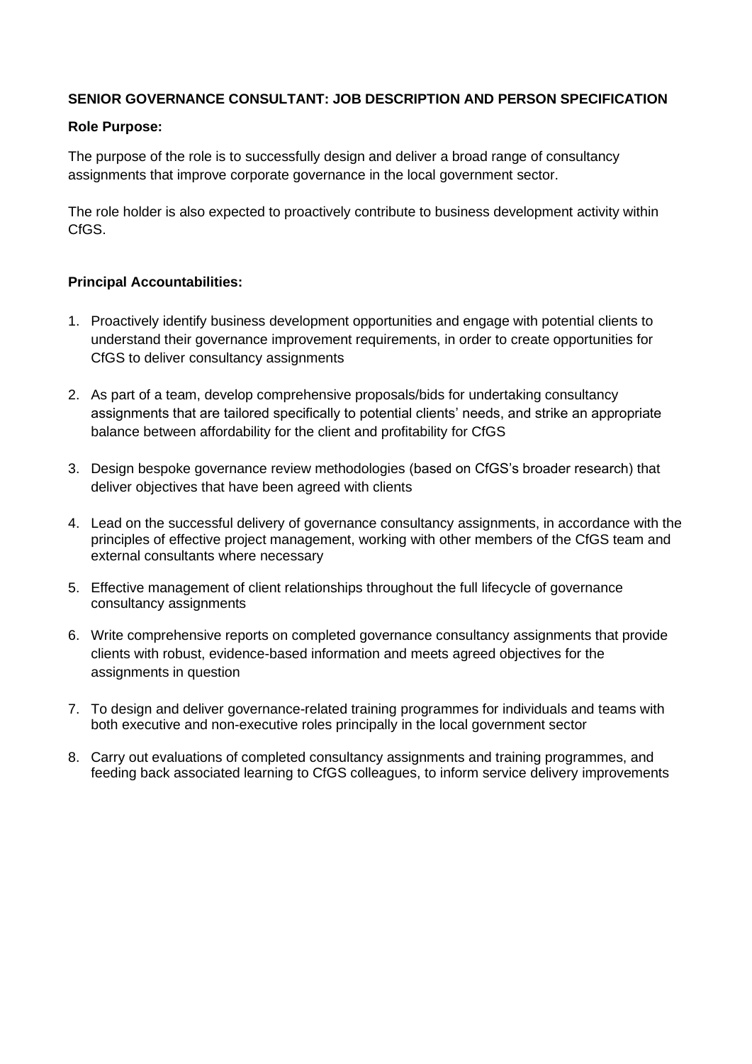**SENIOR GOVERNANCE CONSULTANT: JOB DESCRIPTION AND PERSON SPECIFICATION**

**Role Purpose:**

The purpose of the role is to successfully design and deliver a broad range of consultancy assignments that improve corporate governance in the local government sector.

The role holder is also expected to proactively contribute to business development activity within CfGS.

**Principal Accountabilities:**

1. Proactively identify business development opportunities and engage with potential clients to understand their governance improvement requirements, in order to create opportunities for CfGS to deliver consultancy assignments
2. As part of a team, develop comprehensive proposals/bids for undertaking consultancy assignments that are tailored specifically to potential clients' needs, and strike an appropriate balance between affordability for the client and profitability for CfGS
3. Design bespoke governance review methodologies (based on CfGS's broader research) that deliver objectives that have been agreed with clients
4. Lead on the successful delivery of governance consultancy assignments, in accordance with the principles of effective project management, working with other members of the CfGS team and external consultants where necessary
5. Effective management of client relationships throughout the full lifecycle of governance consultancy assignments
6. Write comprehensive reports on completed governance consultancy assignments that provide clients with robust, evidence-based information and meets agreed objectives for the assignments in question
7. To design and deliver governance-related training programmes for individuals and teams with both executive and non-executive roles principally in the local government sector
8. Carry out evaluations of completed consultancy assignments and training programmes, and feeding back associated learning to CfGS colleagues, to inform service delivery improvements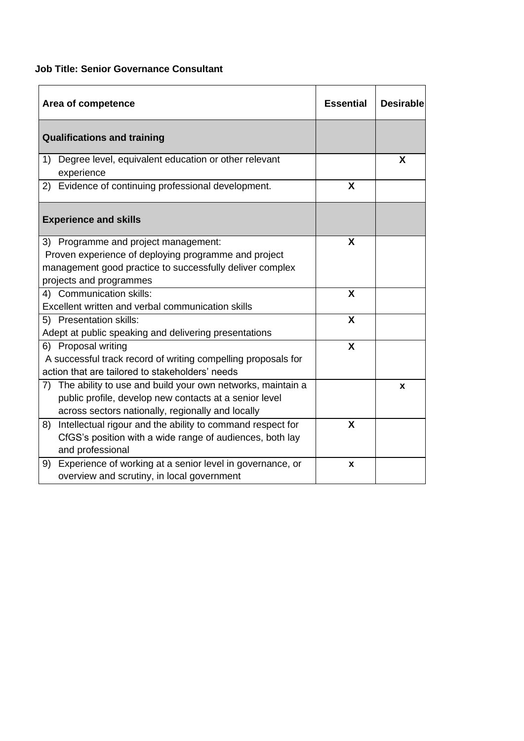**Job Title: Senior Governance Consultant**

| Area of competence | Essential | Desirable |
|---|---|---|
| **Qualifications and training** | | |
| 1) Degree level, equivalent education or other relevant experience | | X |
| 2) Evidence of continuing professional development. | X | |
| **Experience and skills** | | |
| 3) Programme and project management: Proven experience of deploying programme and project management good practice to successfully deliver complex projects and programmes | X | |
| 4) Communication skills: Excellent written and verbal communication skills | X | |
| 5) Presentation skills: Adept at public speaking and delivering presentations | X | |
| 6) Proposal writing A successful track record of writing compelling proposals for action that are tailored to stakeholders' needs | X | |
| 7) The ability to use and build your own networks, maintain a public profile, develop new contacts at a senior level across sectors nationally, regionally and locally | | x |
| 8) Intellectual rigour and the ability to command respect for CfGS's position with a wide range of audiences, both lay and professional | X | |
| 9) Experience of working at a senior level in governance, or overview and scrutiny, in local government | x | |